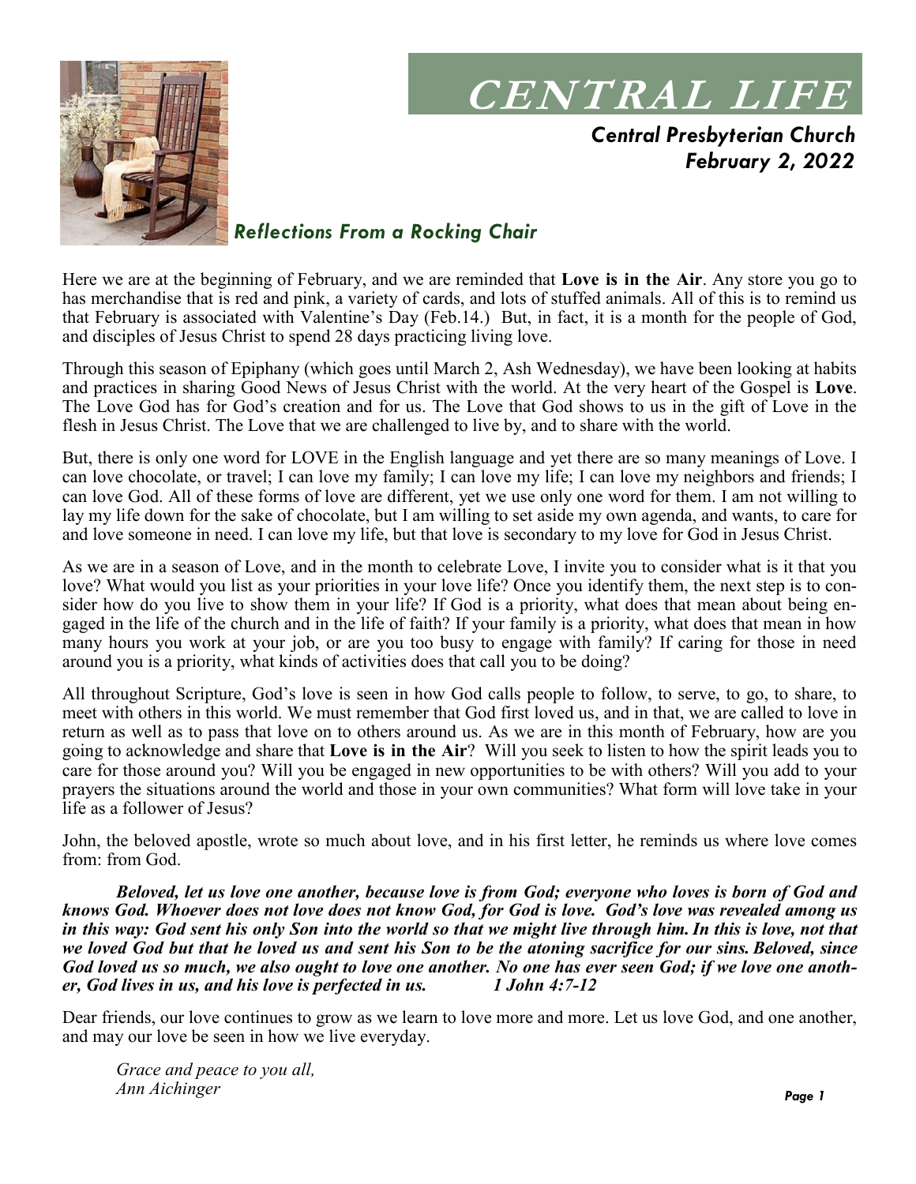// Full transcription of page 1; decorative header image omitted per no-image instruction.
# CENTRAL LIFE

***Central Presbyterian Church***
***February 2, 2022***

## *Reflections From a Rocking Chair*

Here we are at the beginning of February, and we are reminded that **Love is in the Air**. Any store you go to has merchandise that is red and pink, a variety of cards, and lots of stuffed animals. All of this is to remind us that February is associated with Valentine's Day (Feb.14.) But, in fact, it is a month for the people of God, and disciples of Jesus Christ to spend 28 days practicing living love.

Through this season of Epiphany (which goes until March 2, Ash Wednesday), we have been looking at habits and practices in sharing Good News of Jesus Christ with the world. At the very heart of the Gospel is **Love**. The Love God has for God's creation and for us. The Love that God shows to us in the gift of Love in the flesh in Jesus Christ. The Love that we are challenged to live by, and to share with the world.

But, there is only one word for LOVE in the English language and yet there are so many meanings of Love. I can love chocolate, or travel; I can love my family; I can love my life; I can love my neighbors and friends; I can love God. All of these forms of love are different, yet we use only one word for them. I am not willing to lay my life down for the sake of chocolate, but I am willing to set aside my own agenda, and wants, to care for and love someone in need. I can love my life, but that love is secondary to my love for God in Jesus Christ.

As we are in a season of Love, and in the month to celebrate Love, I invite you to consider what is it that you love? What would you list as your priorities in your love life? Once you identify them, the next step is to consider how do you live to show them in your life? If God is a priority, what does that mean about being engaged in the life of the church and in the life of faith? If your family is a priority, what does that mean in how many hours you work at your job, or are you too busy to engage with family? If caring for those in need around you is a priority, what kinds of activities does that call you to be doing?

All throughout Scripture, God's love is seen in how God calls people to follow, to serve, to go, to share, to meet with others in this world. We must remember that God first loved us, and in that, we are called to love in return as well as to pass that love on to others around us. As we are in this month of February, how are you going to acknowledge and share that **Love is in the Air**? Will you seek to listen to how the spirit leads you to care for those around you? Will you be engaged in new opportunities to be with others? Will you add to your prayers the situations around the world and those in your own communities? What form will love take in your life as a follower of Jesus?

John, the beloved apostle, wrote so much about love, and in his first letter, he reminds us where love comes from: from God.

> ***Beloved, let us love one another, because love is from God; everyone who loves is born of God and knows God. Whoever does not love does not know God, for God is love. God's love was revealed among us in this way: God sent his only Son into the world so that we might live through him. In this is love, not that we loved God but that he loved us and sent his Son to be the atoning sacrifice for our sins. Beloved, since God loved us so much, we also ought to love one another. No one has ever seen God; if we love one another, God lives in us, and his love is perfected in us.*** ***1 John 4:7-12***

Dear friends, our love continues to grow as we learn to love more and more. Let us love God, and one another, and may our love be seen in how we live everyday.

*Grace and peace to you all,*
*Ann Aichinger*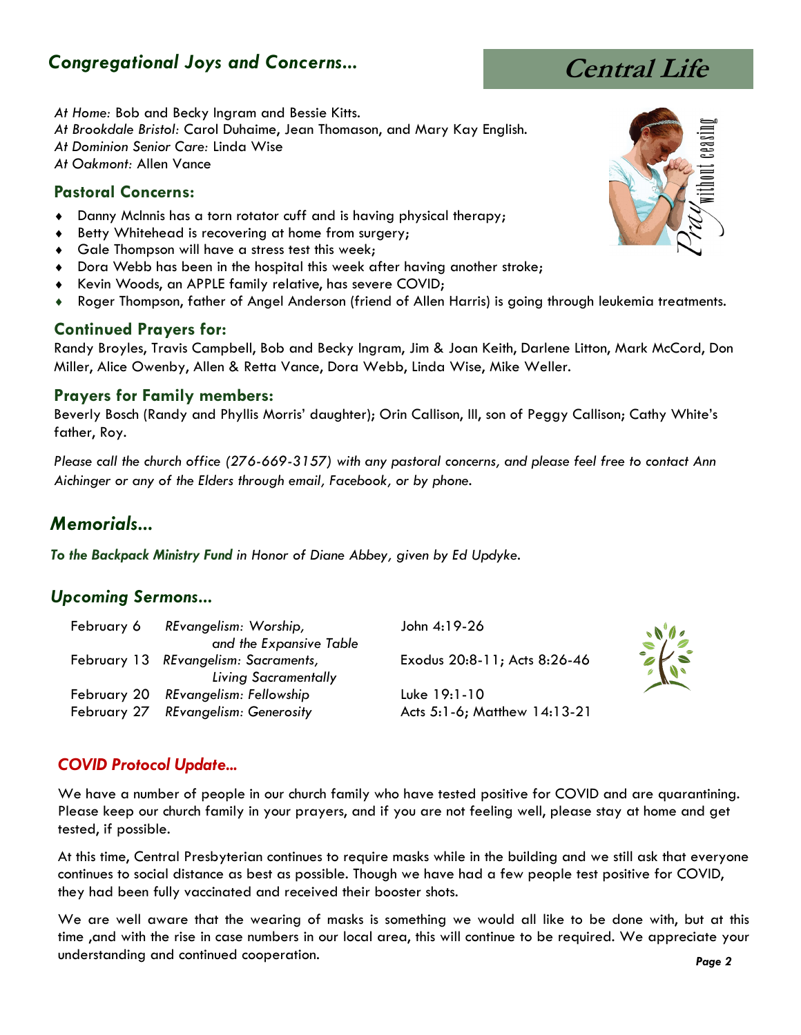## *Congregational Joys and Concerns...*

*At Home:* Bob and Becky Ingram and Bessie Kitts.
*At Brookdale Bristol:* Carol Duhaime, Jean Thomason, and Mary Kay English.
*At Dominion Senior Care:* Linda Wise
*At Oakmont:* Allen Vance

### Pastoral Concerns:

- Danny McInnis has a torn rotator cuff and is having physical therapy;
- Betty Whitehead is recovering at home from surgery;
- Gale Thompson will have a stress test this week;
- Dora Webb has been in the hospital this week after having another stroke;
- Kevin Woods, an APPLE family relative, has severe COVID;
- Roger Thompson, father of Angel Anderson (friend of Allen Harris) is going through leukemia treatments.

### Continued Prayers for:

Randy Broyles, Travis Campbell, Bob and Becky Ingram, Jim & Joan Keith, Darlene Litton, Mark McCord, Don Miller, Alice Owenby, Allen & Retta Vance, Dora Webb, Linda Wise, Mike Weller.

### Prayers for Family members:

Beverly Bosch (Randy and Phyllis Morris' daughter); Orin Callison, III, son of Peggy Callison; Cathy White's father, Roy.

*Please call the church office (276-669-3157) with any pastoral concerns, and please feel free to contact Ann Aichinger or any of the Elders through email, Facebook, or by phone.*

## *Memorials...*

***To the Backpack Ministry Fund*** *in Honor of Diane Abbey, given by Ed Updyke.*

## *Upcoming Sermons...*

| | | |
|---|---|---|
| February 6 | *REvangelism: Worship, and the Expansive Table* | John 4:19-26 |
| February 13 | *REvangelism: Sacraments, Living Sacramentally* | Exodus 20:8-11; Acts 8:26-46 |
| February 20 | *REvangelism: Fellowship* | Luke 19:1-10 |
| February 27 | *REvangelism: Generosity* | Acts 5:1-6; Matthew 14:13-21 |

## *COVID Protocol Update...*

We have a number of people in our church family who have tested positive for COVID and are quarantining. Please keep our church family in your prayers, and if you are not feeling well, please stay at home and get tested, if possible.

At this time, Central Presbyterian continues to require masks while in the building and we still ask that everyone continues to social distance as best as possible. Though we have had a few people test positive for COVID, they had been fully vaccinated and received their booster shots.

We are well aware that the wearing of masks is something we would all like to be done with, but at this time ,and with the rise in case numbers in our local area, this will continue to be required. We appreciate your understanding and continued cooperation.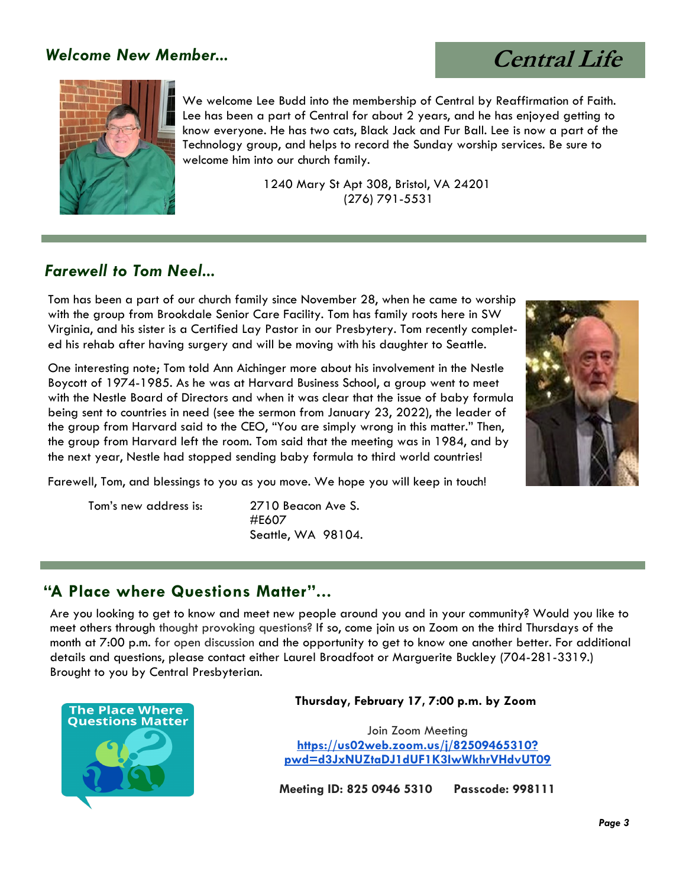## *Welcome New Member...*

# Central Life

We welcome Lee Budd into the membership of Central by Reaffirmation of Faith. Lee has been a part of Central for about 2 years, and he has enjoyed getting to know everyone. He has two cats, Black Jack and Fur Ball. Lee is now a part of the Technology group, and helps to record the Sunday worship services. Be sure to welcome him into our church family.

1240 Mary St Apt 308, Bristol, VA 24201
(276) 791-5531

## *Farewell to Tom Neel...*

Tom has been a part of our church family since November 28, when he came to worship with the group from Brookdale Senior Care Facility. Tom has family roots here in SW Virginia, and his sister is a Certified Lay Pastor in our Presbytery. Tom recently completed his rehab after having surgery and will be moving with his daughter to Seattle.

One interesting note; Tom told Ann Aichinger more about his involvement in the Nestle Boycott of 1974-1985. As he was at Harvard Business School, a group went to meet with the Nestle Board of Directors and when it was clear that the issue of baby formula being sent to countries in need (see the sermon from January 23, 2022), the leader of the group from Harvard said to the CEO, "You are simply wrong in this matter." Then, the group from Harvard left the room. Tom said that the meeting was in 1984, and by the next year, Nestle had stopped sending baby formula to third world countries!

Farewell, Tom, and blessings to you as you move. We hope you will keep in touch!

Tom's new address is: 2710 Beacon Ave S.
#E607
Seattle, WA 98104.

## "A Place where Questions Matter"...

Are you looking to get to know and meet new people around you and in your community? Would you like to meet others through thought provoking questions? If so, come join us on Zoom on the third Thursdays of the month at 7:00 p.m. for open discussion and the opportunity to get to know one another better. For additional details and questions, please contact either Laurel Broadfoot or Marguerite Buckley (704-281-3319.) Brought to you by Central Presbyterian.

The Place Where Questions Matter

**Thursday, February 17, 7:00 p.m. by Zoom**

Join Zoom Meeting
https://us02web.zoom.us/j/82509465310?pwd=d3JxNUZtaDJ1dUF1K3IwWkhrVHdvUT09

**Meeting ID: 825 0946 5310 Passcode: 998111**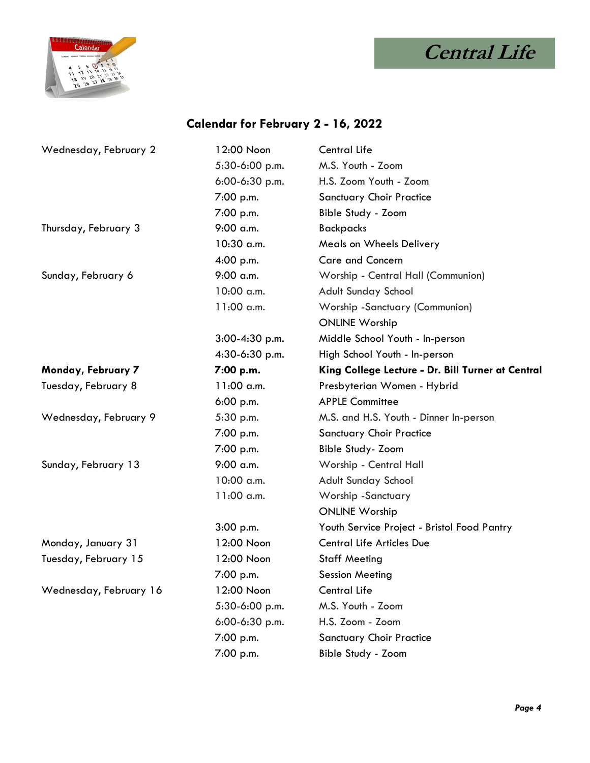# Central Life

## Calendar for February 2 - 16, 2022

| | | |
|---|---|---|
| Wednesday, February 2 | 12:00 Noon | Central Life |
| | 5:30-6:00 p.m. | M.S. Youth - Zoom |
| | 6:00-6:30 p.m. | H.S. Zoom Youth - Zoom |
| | 7:00 p.m. | Sanctuary Choir Practice |
| | 7:00 p.m. | Bible Study - Zoom |
| Thursday, February 3 | 9:00 a.m. | Backpacks |
| | 10:30 a.m. | Meals on Wheels Delivery |
| | 4:00 p.m. | Care and Concern |
| Sunday, February 6 | 9:00 a.m. | Worship - Central Hall (Communion) |
| | 10:00 a.m. | Adult Sunday School |
| | 11:00 a.m. | Worship -Sanctuary (Communion) |
| | | ONLINE Worship |
| | 3:00-4:30 p.m. | Middle School Youth - In-person |
| | 4:30-6:30 p.m. | High School Youth - In-person |
| **Monday, February 7** | **7:00 p.m.** | **King College Lecture - Dr. Bill Turner at Central** |
| Tuesday, February 8 | 11:00 a.m. | Presbyterian Women - Hybrid |
| | 6:00 p.m. | APPLE Committee |
| Wednesday, February 9 | 5:30 p.m. | M.S. and H.S. Youth - Dinner In-person |
| | 7:00 p.m. | Sanctuary Choir Practice |
| | 7:00 p.m. | Bible Study- Zoom |
| Sunday, February 13 | 9:00 a.m. | Worship - Central Hall |
| | 10:00 a.m. | Adult Sunday School |
| | 11:00 a.m. | Worship -Sanctuary |
| | | ONLINE Worship |
| | 3:00 p.m. | Youth Service Project - Bristol Food Pantry |
| Monday, January 31 | 12:00 Noon | Central Life Articles Due |
| Tuesday, February 15 | 12:00 Noon | Staff Meeting |
| | 7:00 p.m. | Session Meeting |
| Wednesday, February 16 | 12:00 Noon | Central Life |
| | 5:30-6:00 p.m. | M.S. Youth - Zoom |
| | 6:00-6:30 p.m. | H.S. Zoom - Zoom |
| | 7:00 p.m. | Sanctuary Choir Practice |
| | 7:00 p.m. | Bible Study - Zoom |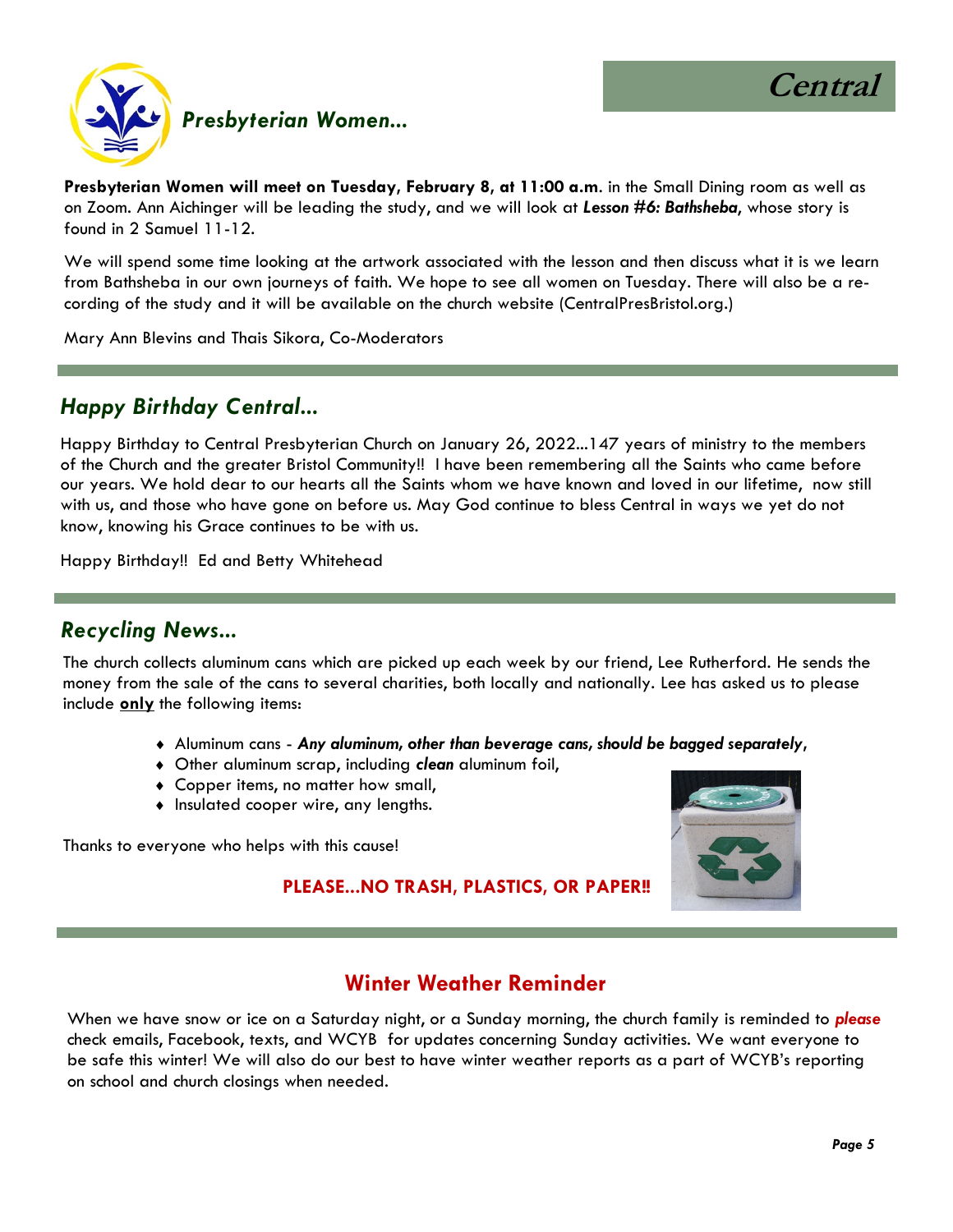# Presbyterian Women...

**Presbyterian Women will meet on Tuesday, February 8, at 11:00 a.m.** in the Small Dining room as well as on Zoom. Ann Aichinger will be leading the study, and we will look at ***Lesson #6: Bathsheba***, whose story is found in 2 Samuel 11-12.

We will spend some time looking at the artwork associated with the lesson and then discuss what it is we learn from Bathsheba in our own journeys of faith. We hope to see all women on Tuesday. There will also be a recording of the study and it will be available on the church website (CentralPresBristol.org.)

Mary Ann Blevins and Thais Sikora, Co-Moderators

## *Happy Birthday Central...*

Happy Birthday to Central Presbyterian Church on January 26, 2022...147 years of ministry to the members of the Church and the greater Bristol Community!! I have been remembering all the Saints who came before our years. We hold dear to our hearts all the Saints whom we have known and loved in our lifetime, now still with us, and those who have gone on before us. May God continue to bless Central in ways we yet do not know, knowing his Grace continues to be with us.

Happy Birthday!! Ed and Betty Whitehead

## *Recycling News...*

The church collects aluminum cans which are picked up each week by our friend, Lee Rutherford. He sends the money from the sale of the cans to several charities, both locally and nationally. Lee has asked us to please include **only** the following items:

- Aluminum cans - ***Any aluminum, other than beverage cans, should be bagged separately***,
- Other aluminum scrap, including ***clean*** aluminum foil,
- Copper items, no matter how small,
- Insulated cooper wire, any lengths.

Thanks to everyone who helps with this cause!

**PLEASE...NO TRASH, PLASTICS, OR PAPER‼**

## Winter Weather Reminder

When we have snow or ice on a Saturday night, or a Sunday morning, the church family is reminded to ***please*** check emails, Facebook, texts, and WCYB for updates concerning Sunday activities. We want everyone to be safe this winter! We will also do our best to have winter weather reports as a part of WCYB's reporting on school and church closings when needed.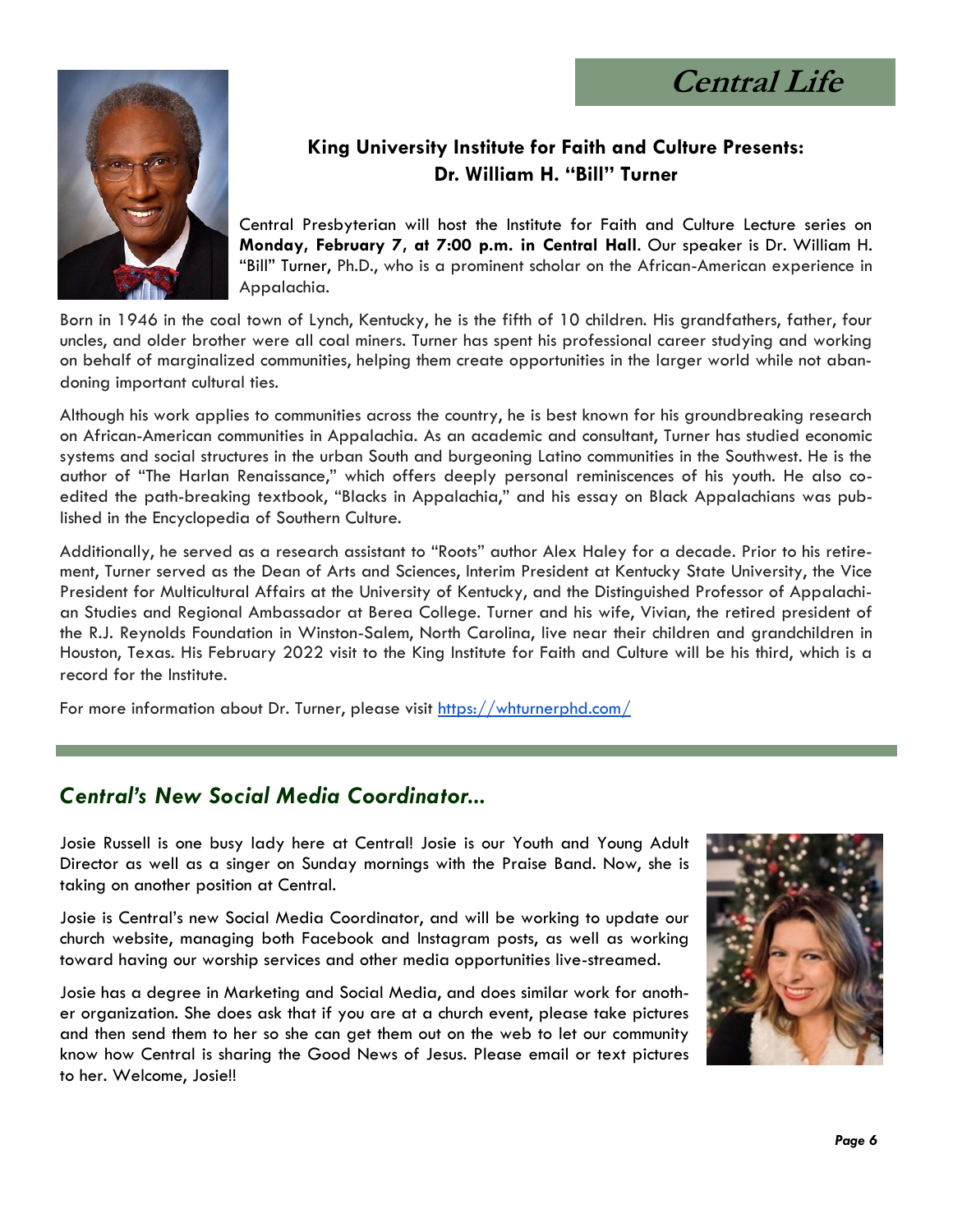# Central Life

## King University Institute for Faith and Culture Presents: Dr. William H. "Bill" Turner

Central Presbyterian will host the Institute for Faith and Culture Lecture series on **Monday, February 7, at 7:00 p.m. in Central Hall**. Our speaker is Dr. William H. "Bill" Turner, Ph.D., who is a prominent scholar on the African-American experience in Appalachia.

Born in 1946 in the coal town of Lynch, Kentucky, he is the fifth of 10 children. His grandfathers, father, four uncles, and older brother were all coal miners. Turner has spent his professional career studying and working on behalf of marginalized communities, helping them create opportunities in the larger world while not abandoning important cultural ties.

Although his work applies to communities across the country, he is best known for his groundbreaking research on African-American communities in Appalachia. As an academic and consultant, Turner has studied economic systems and social structures in the urban South and burgeoning Latino communities in the Southwest. He is the author of "The Harlan Renaissance," which offers deeply personal reminiscences of his youth. He also co-edited the path-breaking textbook, "Blacks in Appalachia," and his essay on Black Appalachians was published in the Encyclopedia of Southern Culture.

Additionally, he served as a research assistant to "Roots" author Alex Haley for a decade. Prior to his retirement, Turner served as the Dean of Arts and Sciences, Interim President at Kentucky State University, the Vice President for Multicultural Affairs at the University of Kentucky, and the Distinguished Professor of Appalachian Studies and Regional Ambassador at Berea College. Turner and his wife, Vivian, the retired president of the R.J. Reynolds Foundation in Winston-Salem, North Carolina, live near their children and grandchildren in Houston, Texas. His February 2022 visit to the King Institute for Faith and Culture will be his third, which is a record for the Institute.

For more information about Dr. Turner, please visit https://whturnerphd.com/

## *Central's New Social Media Coordinator...*

Josie Russell is one busy lady here at Central! Josie is our Youth and Young Adult Director as well as a singer on Sunday mornings with the Praise Band. Now, she is taking on another position at Central.

Josie is Central's new Social Media Coordinator, and will be working to update our church website, managing both Facebook and Instagram posts, as well as working toward having our worship services and other media opportunities live-streamed.

Josie has a degree in Marketing and Social Media, and does similar work for another organization. She does ask that if you are at a church event, please take pictures and then send them to her so she can get them out on the web to let our community know how Central is sharing the Good News of Jesus. Please email or text pictures to her. Welcome, Josie!!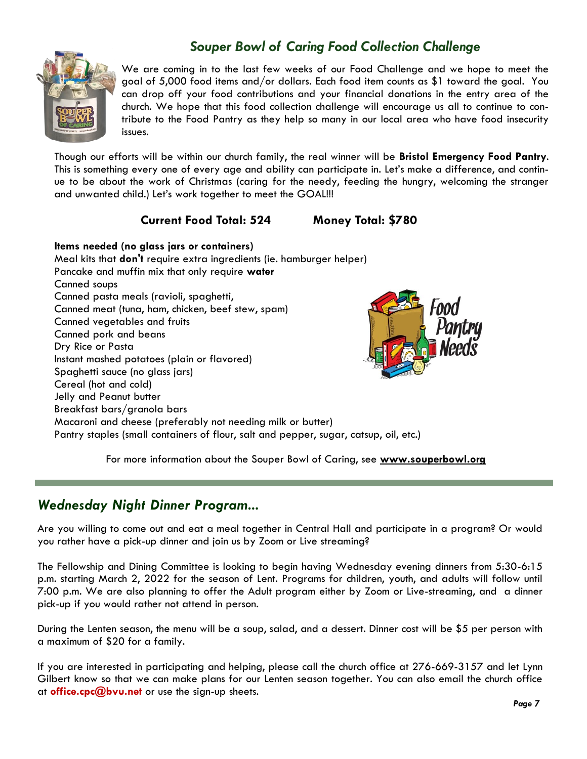## *Souper Bowl of Caring Food Collection Challenge*

We are coming in to the last few weeks of our Food Challenge and we hope to meet the goal of 5,000 food items and/or dollars. Each food item counts as $1 toward the goal. You can drop off your food contributions and your financial donations in the entry area of the church. We hope that this food collection challenge will encourage us all to continue to contribute to the Food Pantry as they help so many in our local area who have food insecurity issues.

Though our efforts will be within our church family, the real winner will be **Bristol Emergency Food Pantry**. This is something every one of every age and ability can participate in. Let's make a difference, and continue to be about the work of Christmas (caring for the needy, feeding the hungry, welcoming the stranger and unwanted child.) Let's work together to meet the GOAL!!!

**Current Food Total: 524** **Money Total: $780**

**Items needed (no glass jars or containers)**

Meal kits that **don't** require extra ingredients (ie. hamburger helper)
Pancake and muffin mix that only require **water**
Canned soups
Canned pasta meals (ravioli, spaghetti,
Canned meat (tuna, ham, chicken, beef stew, spam)
Canned vegetables and fruits
Canned pork and beans
Dry Rice or Pasta
Instant mashed potatoes (plain or flavored)
Spaghetti sauce (no glass jars)
Cereal (hot and cold)
Jelly and Peanut butter
Breakfast bars/granola bars
Macaroni and cheese (preferably not needing milk or butter)
Pantry staples (small containers of flour, salt and pepper, sugar, catsup, oil, etc.)

For more information about the Souper Bowl of Caring, see **www.souperbowl.org**

## *Wednesday Night Dinner Program...*

Are you willing to come out and eat a meal together in Central Hall and participate in a program? Or would you rather have a pick-up dinner and join us by Zoom or Live streaming?

The Fellowship and Dining Committee is looking to begin having Wednesday evening dinners from 5:30-6:15 p.m. starting March 2, 2022 for the season of Lent. Programs for children, youth, and adults will follow until 7:00 p.m. We are also planning to offer the Adult program either by Zoom or Live-streaming, and a dinner pick-up if you would rather not attend in person.

During the Lenten season, the menu will be a soup, salad, and a dessert. Dinner cost will be $5 per person with a maximum of $20 for a family.

If you are interested in participating and helping, please call the church office at 276-669-3157 and let Lynn Gilbert know so that we can make plans for our Lenten season together. You can also email the church office at **office.cpc@bvu.net** or use the sign-up sheets.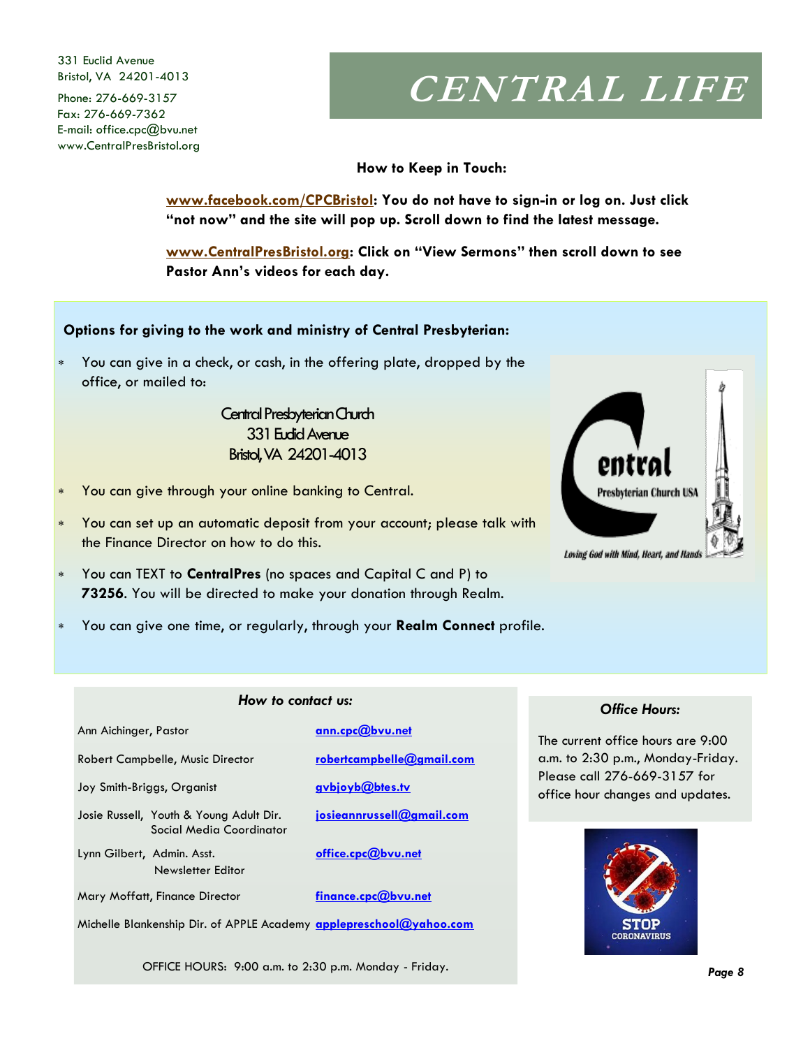331 Euclid Avenue
Bristol, VA 24201-4013

Phone: 276-669-3157
Fax: 276-669-7362
E-mail: office.cpc@bvu.net
www.CentralPresBristol.org

# CENTRAL LIFE

**How to Keep in Touch:**

**www.facebook.com/CPCBristol: You do not have to sign-in or log on. Just click "not now" and the site will pop up. Scroll down to find the latest message.**

**www.CentralPresBristol.org: Click on "View Sermons" then scroll down to see Pastor Ann's videos for each day.**

**Options for giving to the work and ministry of Central Presbyterian:**

- You can give in a check, or cash, in the offering plate, dropped by the office, or mailed to:

  Central Presbyterian Church
  331 Euclid Avenue
  Bristol, VA 24201-4013

- You can give through your online banking to Central.
- You can set up an automatic deposit from your account; please talk with the Finance Director on how to do this.
- You can TEXT to **CentralPres** (no spaces and Capital C and P) to **73256**. You will be directed to make your donation through Realm.
- You can give one time, or regularly, through your **Realm Connect** profile.

Central Presbyterian Church USA
Loving God with Mind, Heart, and Hands

***How to contact us:***

| | |
|---|---|
| Ann Aichinger, Pastor | ann.cpc@bvu.net |
| Robert Campbelle, Music Director | robertcampbelle@gmail.com |
| Joy Smith-Briggs, Organist | gvbjoyb@btes.tv |
| Josie Russell, Youth & Young Adult Dir. Social Media Coordinator | josieannrussell@gmail.com |
| Lynn Gilbert, Admin. Asst. Newsletter Editor | office.cpc@bvu.net |
| Mary Moffatt, Finance Director | finance.cpc@bvu.net |
| Michelle Blankenship Dir. of APPLE Academy | applepreschool@yahoo.com |

OFFICE HOURS: 9:00 a.m. to 2:30 p.m. Monday - Friday.

***Office Hours:***

The current office hours are 9:00 a.m. to 2:30 p.m., Monday-Friday. Please call 276-669-3157 for office hour changes and updates.

STOP CORONAVIRUS